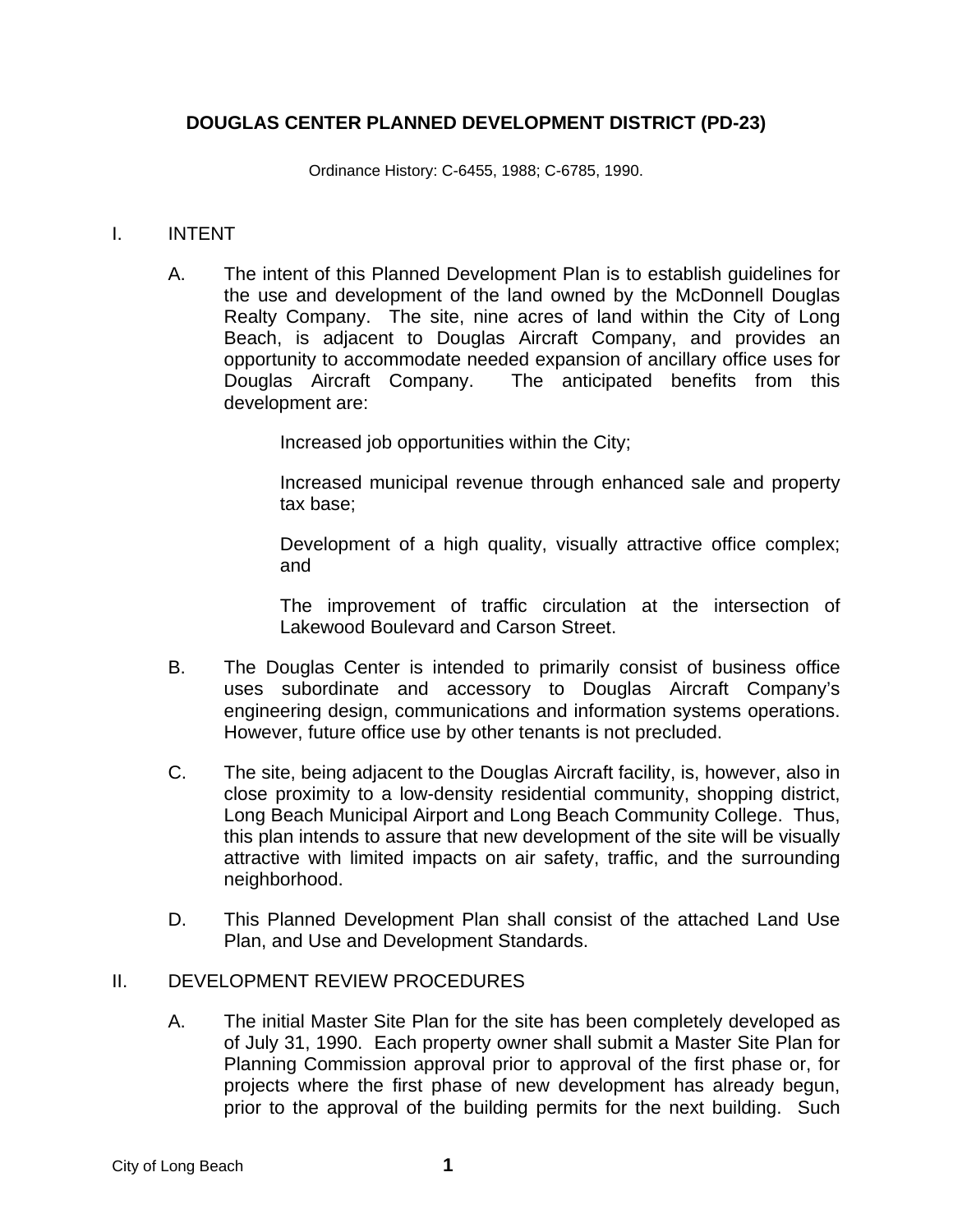# DOUGLAS CENTER PLANNED DEVELOPMENT DISTRICT (PD-23)

Ordinance History: C-6455, 1988; C-6785, 1990.

I. INTENT

A. The intent of this Planned Development Plan is to establish guidelines for the use and development of the land owned by the McDonnell Douglas Realty Company. The site, nine acres of land within the City of Long Beach, is adjacent to Douglas Aircraft Company, and provides an opportunity to accommodate needed expansion of ancillary office uses for Douglas Aircraft Company. The anticipated benefits from this development are:

Increased job opportunities within the City;

Increased municipal revenue through enhanced sale and property tax base;

Development of a high quality, visually attractive office complex; and

The improvement of traffic circulation at the intersection of Lakewood Boulevard and Carson Street.

B. The Douglas Center is intended to primarily consist of business office uses subordinate and accessory to Douglas Aircraft Company's engineering design, communications and information systems operations. However, future office use by other tenants is not precluded.

C. The site, being adjacent to the Douglas Aircraft facility, is, however, also in close proximity to a low-density residential community, shopping district, Long Beach Municipal Airport and Long Beach Community College. Thus, this plan intends to assure that new development of the site will be visually attractive with limited impacts on air safety, traffic, and the surrounding neighborhood.

D. This Planned Development Plan shall consist of the attached Land Use Plan, and Use and Development Standards.

II. DEVELOPMENT REVIEW PROCEDURES

A. The initial Master Site Plan for the site has been completely developed as of July 31, 1990. Each property owner shall submit a Master Site Plan for Planning Commission approval prior to approval of the first phase or, for projects where the first phase of new development has already begun, prior to the approval of the building permits for the next building. Such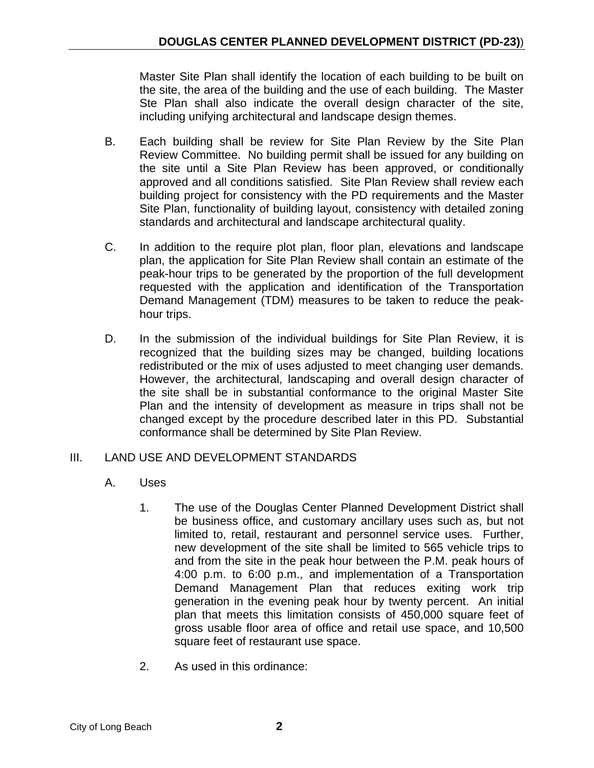Master Site Plan shall identify the location of each building to be built on the site, the area of the building and the use of each building. The Master Ste Plan shall also indicate the overall design character of the site, including unifying architectural and landscape design themes.

B. Each building shall be review for Site Plan Review by the Site Plan Review Committee. No building permit shall be issued for any building on the site until a Site Plan Review has been approved, or conditionally approved and all conditions satisfied. Site Plan Review shall review each building project for consistency with the PD requirements and the Master Site Plan, functionality of building layout, consistency with detailed zoning standards and architectural and landscape architectural quality.

C. In addition to the require plot plan, floor plan, elevations and landscape plan, the application for Site Plan Review shall contain an estimate of the peak-hour trips to be generated by the proportion of the full development requested with the application and identification of the Transportation Demand Management (TDM) measures to be taken to reduce the peak-hour trips.

D. In the submission of the individual buildings for Site Plan Review, it is recognized that the building sizes may be changed, building locations redistributed or the mix of uses adjusted to meet changing user demands. However, the architectural, landscaping and overall design character of the site shall be in substantial conformance to the original Master Site Plan and the intensity of development as measure in trips shall not be changed except by the procedure described later in this PD. Substantial conformance shall be determined by Site Plan Review.

## III. LAND USE AND DEVELOPMENT STANDARDS

A. Uses

1. The use of the Douglas Center Planned Development District shall be business office, and customary ancillary uses such as, but not limited to, retail, restaurant and personnel service uses. Further, new development of the site shall be limited to 565 vehicle trips to and from the site in the peak hour between the P.M. peak hours of 4:00 p.m. to 6:00 p.m., and implementation of a Transportation Demand Management Plan that reduces exiting work trip generation in the evening peak hour by twenty percent. An initial plan that meets this limitation consists of 450,000 square feet of gross usable floor area of office and retail use space, and 10,500 square feet of restaurant use space.

2. As used in this ordinance: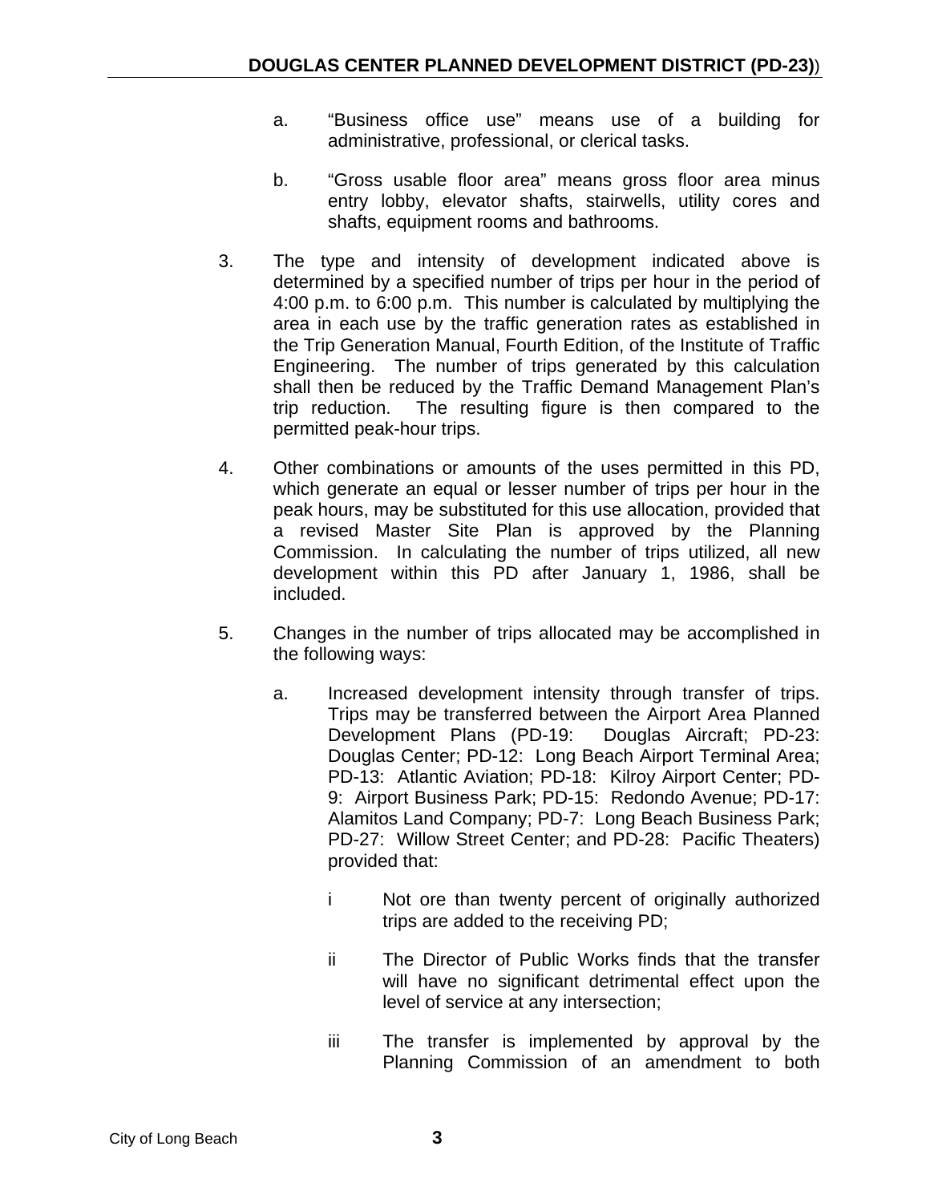a. "Business office use" means use of a building for administrative, professional, or clerical tasks.

b. "Gross usable floor area" means gross floor area minus entry lobby, elevator shafts, stairwells, utility cores and shafts, equipment rooms and bathrooms.

3. The type and intensity of development indicated above is determined by a specified number of trips per hour in the period of 4:00 p.m. to 6:00 p.m. This number is calculated by multiplying the area in each use by the traffic generation rates as established in the Trip Generation Manual, Fourth Edition, of the Institute of Traffic Engineering. The number of trips generated by this calculation shall then be reduced by the Traffic Demand Management Plan's trip reduction. The resulting figure is then compared to the permitted peak-hour trips.

4. Other combinations or amounts of the uses permitted in this PD, which generate an equal or lesser number of trips per hour in the peak hours, may be substituted for this use allocation, provided that a revised Master Site Plan is approved by the Planning Commission. In calculating the number of trips utilized, all new development within this PD after January 1, 1986, shall be included.

5. Changes in the number of trips allocated may be accomplished in the following ways:

   a. Increased development intensity through transfer of trips. Trips may be transferred between the Airport Area Planned Development Plans (PD-19: Douglas Aircraft; PD-23: Douglas Center; PD-12: Long Beach Airport Terminal Area; PD-13: Atlantic Aviation; PD-18: Kilroy Airport Center; PD-9: Airport Business Park; PD-15: Redondo Avenue; PD-17: Alamitos Land Company; PD-7: Long Beach Business Park; PD-27: Willow Street Center; and PD-28: Pacific Theaters) provided that:

      i Not ore than twenty percent of originally authorized trips are added to the receiving PD;

      ii The Director of Public Works finds that the transfer will have no significant detrimental effect upon the level of service at any intersection;

      iii The transfer is implemented by approval by the Planning Commission of an amendment to both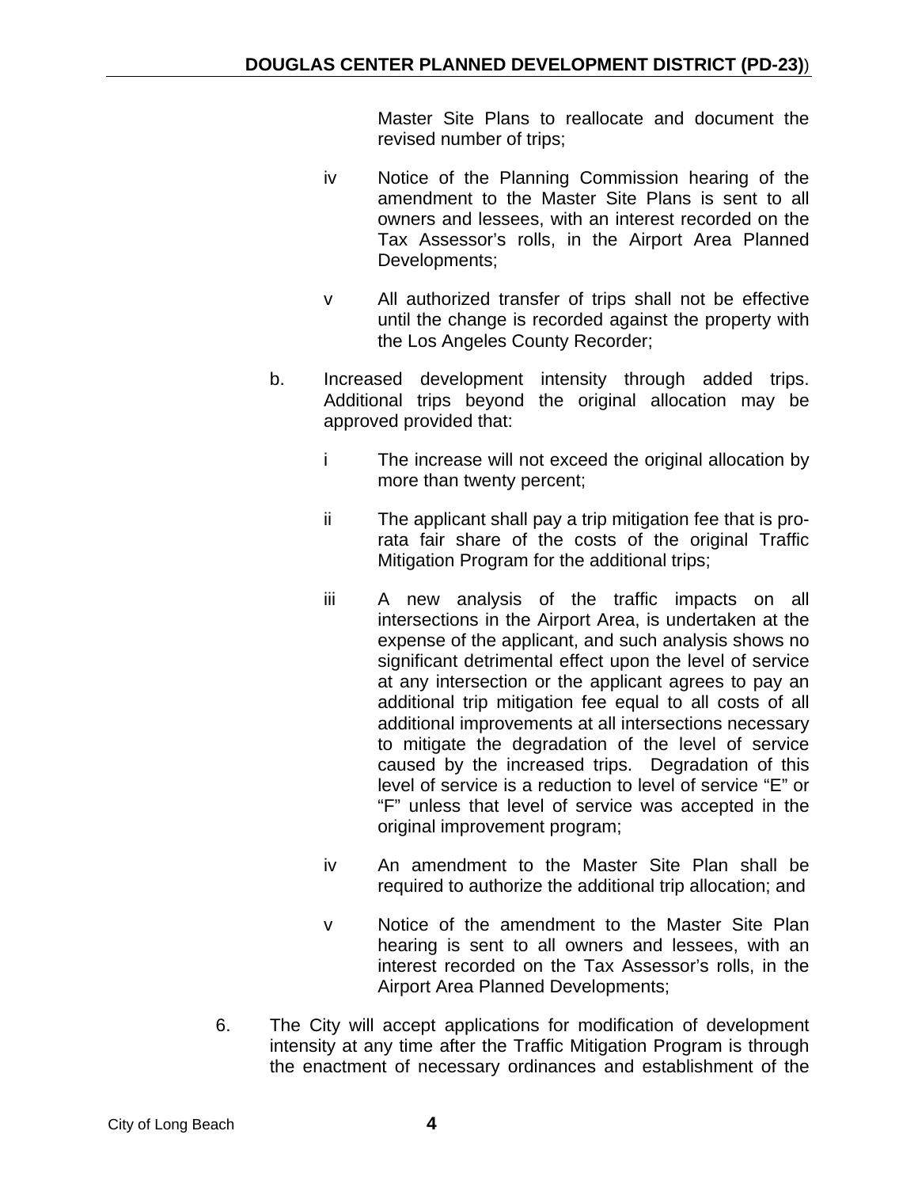Master Site Plans to reallocate and document the revised number of trips;

iv Notice of the Planning Commission hearing of the amendment to the Master Site Plans is sent to all owners and lessees, with an interest recorded on the Tax Assessor's rolls, in the Airport Area Planned Developments;

v All authorized transfer of trips shall not be effective until the change is recorded against the property with the Los Angeles County Recorder;

b. Increased development intensity through added trips. Additional trips beyond the original allocation may be approved provided that:

i The increase will not exceed the original allocation by more than twenty percent;

ii The applicant shall pay a trip mitigation fee that is pro-rata fair share of the costs of the original Traffic Mitigation Program for the additional trips;

iii A new analysis of the traffic impacts on all intersections in the Airport Area, is undertaken at the expense of the applicant, and such analysis shows no significant detrimental effect upon the level of service at any intersection or the applicant agrees to pay an additional trip mitigation fee equal to all costs of all additional improvements at all intersections necessary to mitigate the degradation of the level of service caused by the increased trips. Degradation of this level of service is a reduction to level of service "E" or "F" unless that level of service was accepted in the original improvement program;

iv An amendment to the Master Site Plan shall be required to authorize the additional trip allocation; and

v Notice of the amendment to the Master Site Plan hearing is sent to all owners and lessees, with an interest recorded on the Tax Assessor's rolls, in the Airport Area Planned Developments;

6. The City will accept applications for modification of development intensity at any time after the Traffic Mitigation Program is through the enactment of necessary ordinances and establishment of the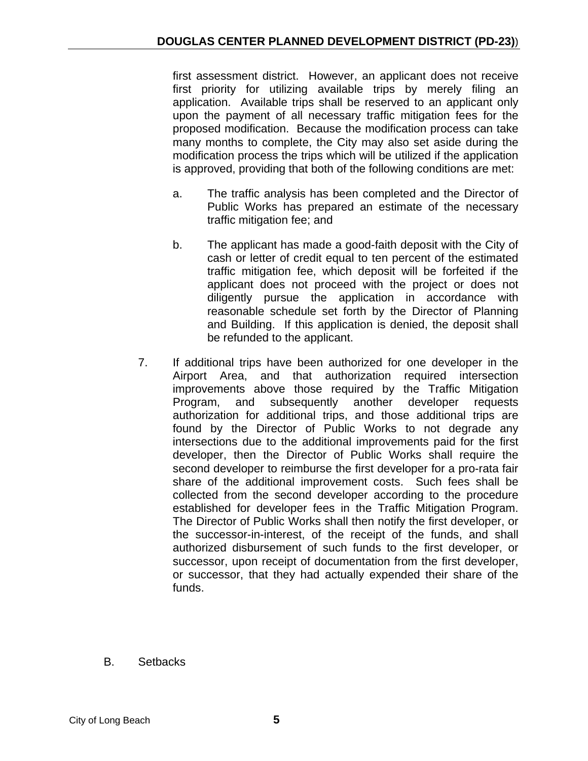first assessment district. However, an applicant does not receive first priority for utilizing available trips by merely filing an application. Available trips shall be reserved to an applicant only upon the payment of all necessary traffic mitigation fees for the proposed modification. Because the modification process can take many months to complete, the City may also set aside during the modification process the trips which will be utilized if the application is approved, providing that both of the following conditions are met:

   a. The traffic analysis has been completed and the Director of Public Works has prepared an estimate of the necessary traffic mitigation fee; and

   b. The applicant has made a good-faith deposit with the City of cash or letter of credit equal to ten percent of the estimated traffic mitigation fee, which deposit will be forfeited if the applicant does not proceed with the project or does not diligently pursue the application in accordance with reasonable schedule set forth by the Director of Planning and Building. If this application is denied, the deposit shall be refunded to the applicant.

7. If additional trips have been authorized for one developer in the Airport Area, and that authorization required intersection improvements above those required by the Traffic Mitigation Program, and subsequently another developer requests authorization for additional trips, and those additional trips are found by the Director of Public Works to not degrade any intersections due to the additional improvements paid for the first developer, then the Director of Public Works shall require the second developer to reimburse the first developer for a pro-rata fair share of the additional improvement costs. Such fees shall be collected from the second developer according to the procedure established for developer fees in the Traffic Mitigation Program. The Director of Public Works shall then notify the first developer, or the successor-in-interest, of the receipt of the funds, and shall authorized disbursement of such funds to the first developer, or successor, upon receipt of documentation from the first developer, or successor, that they had actually expended their share of the funds.

B. Setbacks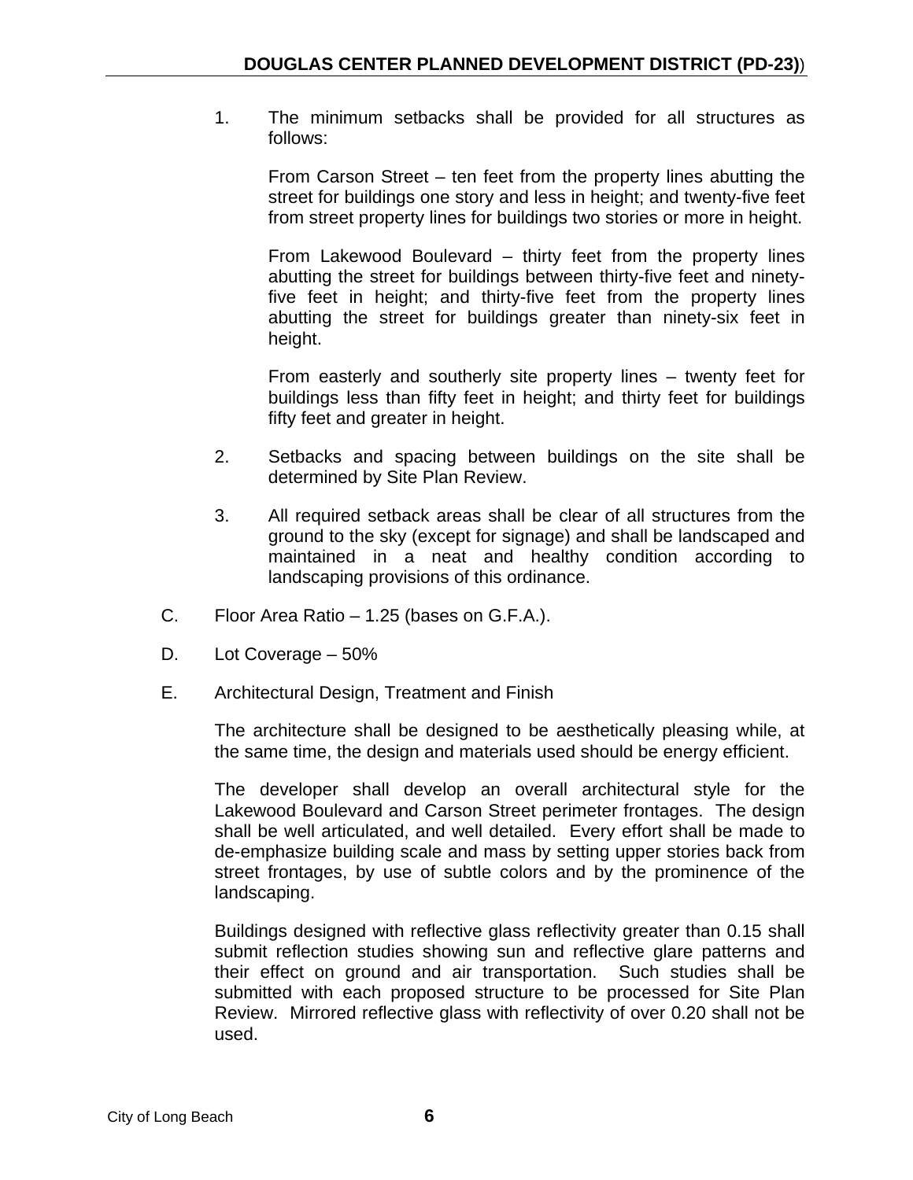1. The minimum setbacks shall be provided for all structures as follows:

   From Carson Street – ten feet from the property lines abutting the street for buildings one story and less in height; and twenty-five feet from street property lines for buildings two stories or more in height.

   From Lakewood Boulevard – thirty feet from the property lines abutting the street for buildings between thirty-five feet and ninety-five feet in height; and thirty-five feet from the property lines abutting the street for buildings greater than ninety-six feet in height.

   From easterly and southerly site property lines – twenty feet for buildings less than fifty feet in height; and thirty feet for buildings fifty feet and greater in height.

2. Setbacks and spacing between buildings on the site shall be determined by Site Plan Review.

3. All required setback areas shall be clear of all structures from the ground to the sky (except for signage) and shall be landscaped and maintained in a neat and healthy condition according to landscaping provisions of this ordinance.

C. Floor Area Ratio – 1.25 (bases on G.F.A.).

D. Lot Coverage – 50%

E. Architectural Design, Treatment and Finish

The architecture shall be designed to be aesthetically pleasing while, at the same time, the design and materials used should be energy efficient.

The developer shall develop an overall architectural style for the Lakewood Boulevard and Carson Street perimeter frontages. The design shall be well articulated, and well detailed. Every effort shall be made to de-emphasize building scale and mass by setting upper stories back from street frontages, by use of subtle colors and by the prominence of the landscaping.

Buildings designed with reflective glass reflectivity greater than 0.15 shall submit reflection studies showing sun and reflective glare patterns and their effect on ground and air transportation. Such studies shall be submitted with each proposed structure to be processed for Site Plan Review. Mirrored reflective glass with reflectivity of over 0.20 shall not be used.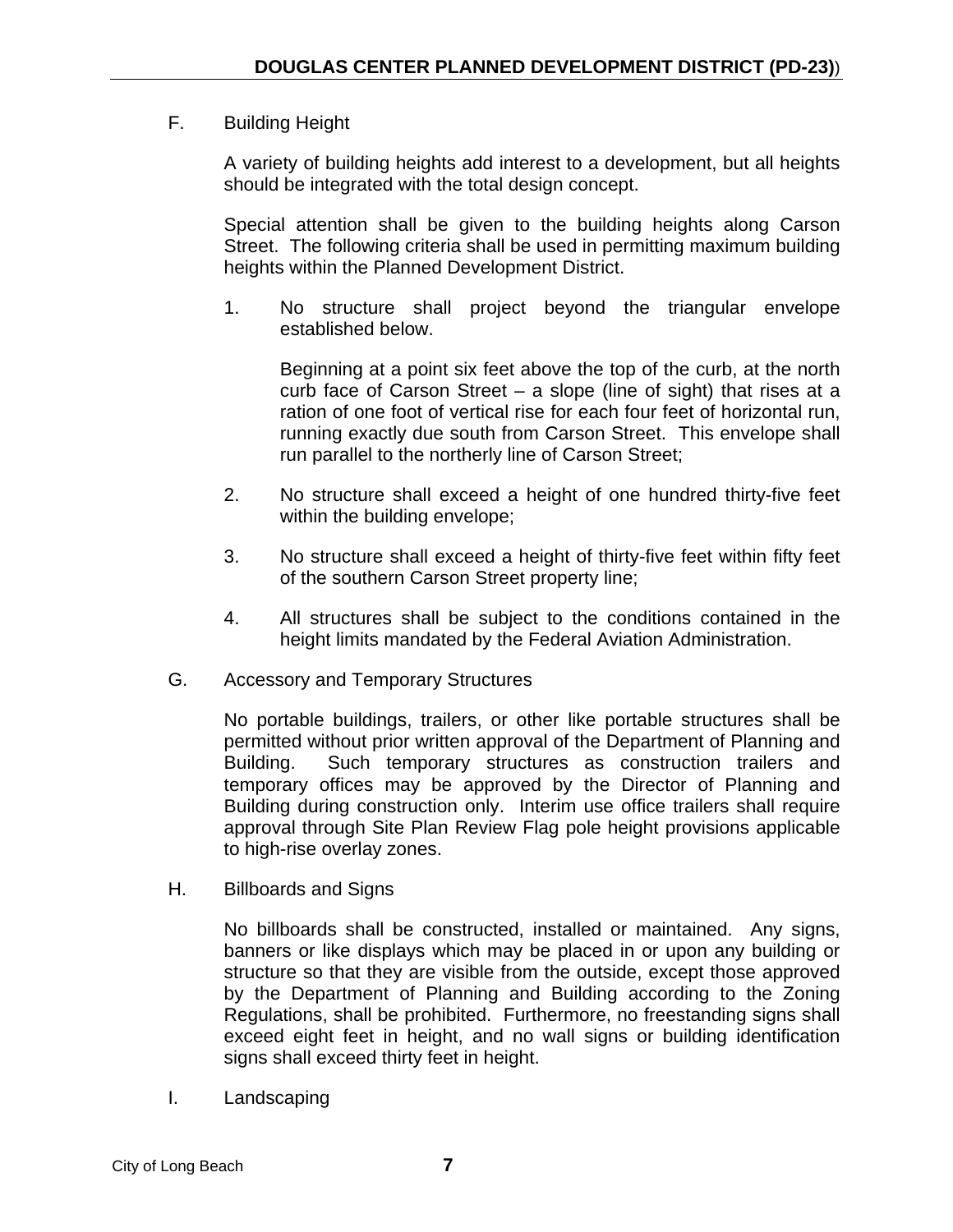F. Building Height

A variety of building heights add interest to a development, but all heights should be integrated with the total design concept.

Special attention shall be given to the building heights along Carson Street. The following criteria shall be used in permitting maximum building heights within the Planned Development District.

1. No structure shall project beyond the triangular envelope established below.

   Beginning at a point six feet above the top of the curb, at the north curb face of Carson Street – a slope (line of sight) that rises at a ration of one foot of vertical rise for each four feet of horizontal run, running exactly due south from Carson Street. This envelope shall run parallel to the northerly line of Carson Street;

2. No structure shall exceed a height of one hundred thirty-five feet within the building envelope;

3. No structure shall exceed a height of thirty-five feet within fifty feet of the southern Carson Street property line;

4. All structures shall be subject to the conditions contained in the height limits mandated by the Federal Aviation Administration.

G. Accessory and Temporary Structures

No portable buildings, trailers, or other like portable structures shall be permitted without prior written approval of the Department of Planning and Building. Such temporary structures as construction trailers and temporary offices may be approved by the Director of Planning and Building during construction only. Interim use office trailers shall require approval through Site Plan Review Flag pole height provisions applicable to high-rise overlay zones.

H. Billboards and Signs

No billboards shall be constructed, installed or maintained. Any signs, banners or like displays which may be placed in or upon any building or structure so that they are visible from the outside, except those approved by the Department of Planning and Building according to the Zoning Regulations, shall be prohibited. Furthermore, no freestanding signs shall exceed eight feet in height, and no wall signs or building identification signs shall exceed thirty feet in height.

I. Landscaping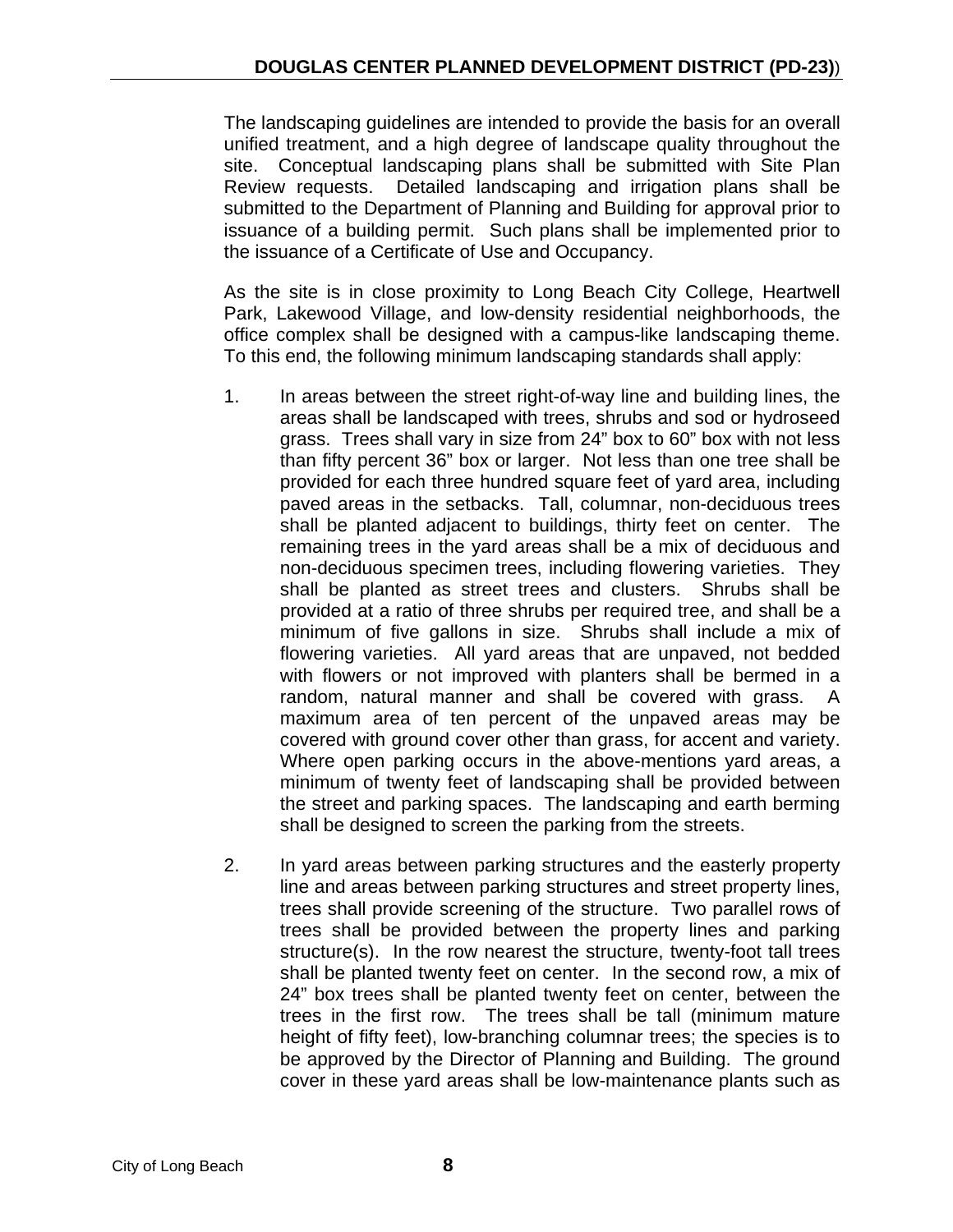The landscaping guidelines are intended to provide the basis for an overall unified treatment, and a high degree of landscape quality throughout the site. Conceptual landscaping plans shall be submitted with Site Plan Review requests. Detailed landscaping and irrigation plans shall be submitted to the Department of Planning and Building for approval prior to issuance of a building permit. Such plans shall be implemented prior to the issuance of a Certificate of Use and Occupancy.

As the site is in close proximity to Long Beach City College, Heartwell Park, Lakewood Village, and low-density residential neighborhoods, the office complex shall be designed with a campus-like landscaping theme. To this end, the following minimum landscaping standards shall apply:

1. In areas between the street right-of-way line and building lines, the areas shall be landscaped with trees, shrubs and sod or hydroseed grass. Trees shall vary in size from 24" box to 60" box with not less than fifty percent 36" box or larger. Not less than one tree shall be provided for each three hundred square feet of yard area, including paved areas in the setbacks. Tall, columnar, non-deciduous trees shall be planted adjacent to buildings, thirty feet on center. The remaining trees in the yard areas shall be a mix of deciduous and non-deciduous specimen trees, including flowering varieties. They shall be planted as street trees and clusters. Shrubs shall be provided at a ratio of three shrubs per required tree, and shall be a minimum of five gallons in size. Shrubs shall include a mix of flowering varieties. All yard areas that are unpaved, not bedded with flowers or not improved with planters shall be bermed in a random, natural manner and shall be covered with grass. A maximum area of ten percent of the unpaved areas may be covered with ground cover other than grass, for accent and variety. Where open parking occurs in the above-mentions yard areas, a minimum of twenty feet of landscaping shall be provided between the street and parking spaces. The landscaping and earth berming shall be designed to screen the parking from the streets.

2. In yard areas between parking structures and the easterly property line and areas between parking structures and street property lines, trees shall provide screening of the structure. Two parallel rows of trees shall be provided between the property lines and parking structure(s). In the row nearest the structure, twenty-foot tall trees shall be planted twenty feet on center. In the second row, a mix of 24" box trees shall be planted twenty feet on center, between the trees in the first row. The trees shall be tall (minimum mature height of fifty feet), low-branching columnar trees; the species is to be approved by the Director of Planning and Building. The ground cover in these yard areas shall be low-maintenance plants such as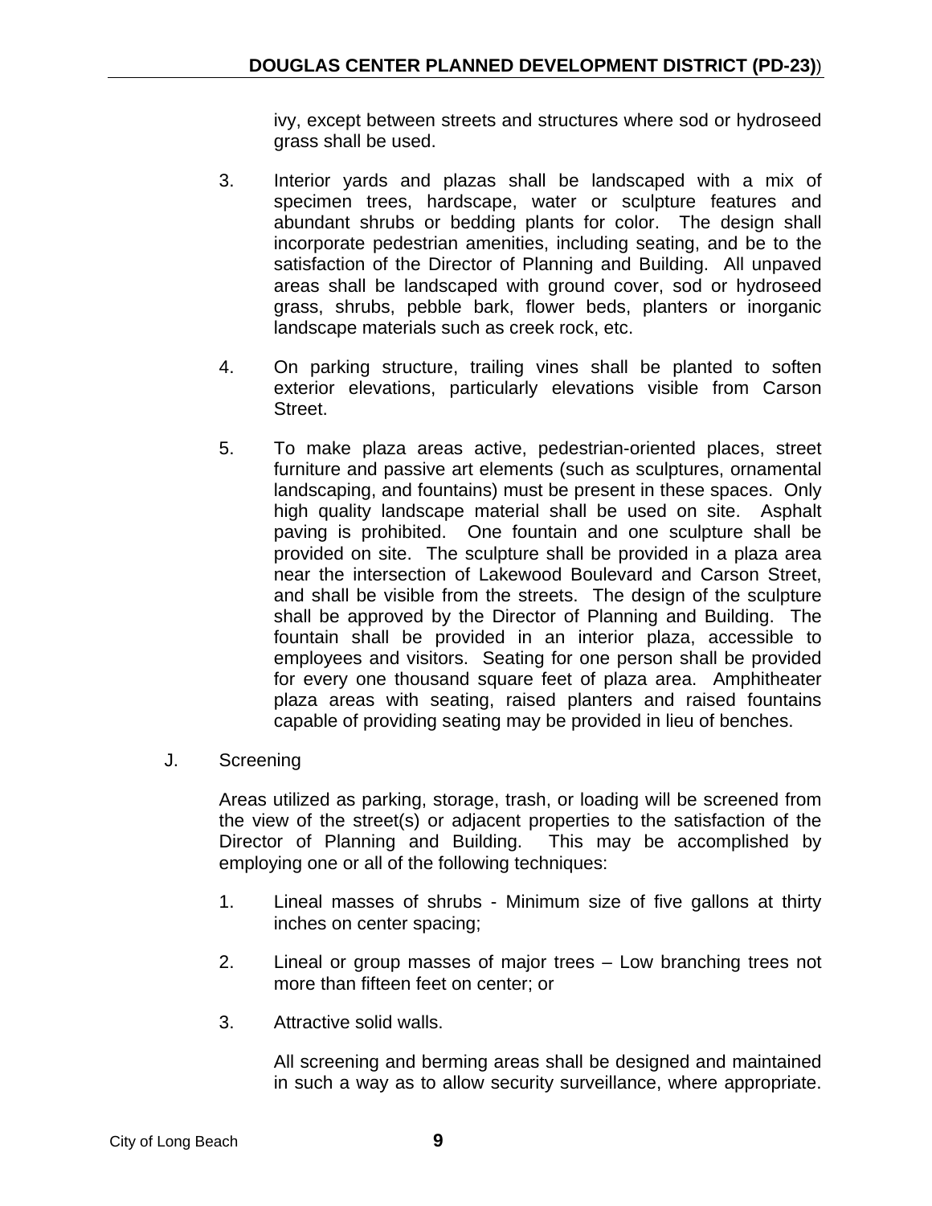ivy, except between streets and structures where sod or hydroseed grass shall be used.

3. Interior yards and plazas shall be landscaped with a mix of specimen trees, hardscape, water or sculpture features and abundant shrubs or bedding plants for color. The design shall incorporate pedestrian amenities, including seating, and be to the satisfaction of the Director of Planning and Building. All unpaved areas shall be landscaped with ground cover, sod or hydroseed grass, shrubs, pebble bark, flower beds, planters or inorganic landscape materials such as creek rock, etc.

4. On parking structure, trailing vines shall be planted to soften exterior elevations, particularly elevations visible from Carson Street.

5. To make plaza areas active, pedestrian-oriented places, street furniture and passive art elements (such as sculptures, ornamental landscaping, and fountains) must be present in these spaces. Only high quality landscape material shall be used on site. Asphalt paving is prohibited. One fountain and one sculpture shall be provided on site. The sculpture shall be provided in a plaza area near the intersection of Lakewood Boulevard and Carson Street, and shall be visible from the streets. The design of the sculpture shall be approved by the Director of Planning and Building. The fountain shall be provided in an interior plaza, accessible to employees and visitors. Seating for one person shall be provided for every one thousand square feet of plaza area. Amphitheater plaza areas with seating, raised planters and raised fountains capable of providing seating may be provided in lieu of benches.

J. Screening

Areas utilized as parking, storage, trash, or loading will be screened from the view of the street(s) or adjacent properties to the satisfaction of the Director of Planning and Building. This may be accomplished by employing one or all of the following techniques:

1. Lineal masses of shrubs - Minimum size of five gallons at thirty inches on center spacing;

2. Lineal or group masses of major trees – Low branching trees not more than fifteen feet on center; or

3. Attractive solid walls.

All screening and berming areas shall be designed and maintained in such a way as to allow security surveillance, where appropriate.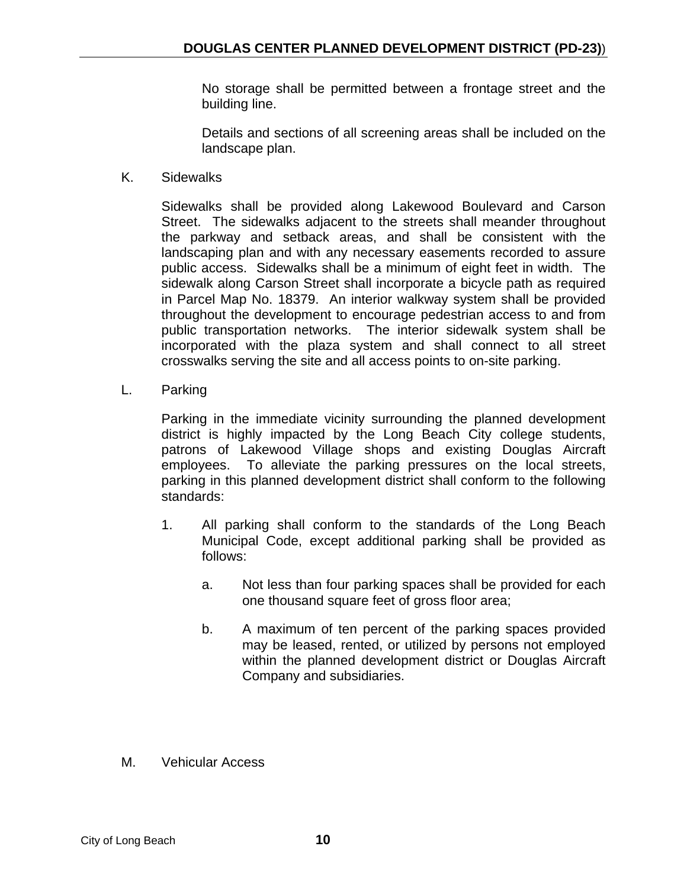No storage shall be permitted between a frontage street and the building line.

Details and sections of all screening areas shall be included on the landscape plan.

K. Sidewalks

Sidewalks shall be provided along Lakewood Boulevard and Carson Street. The sidewalks adjacent to the streets shall meander throughout the parkway and setback areas, and shall be consistent with the landscaping plan and with any necessary easements recorded to assure public access. Sidewalks shall be a minimum of eight feet in width. The sidewalk along Carson Street shall incorporate a bicycle path as required in Parcel Map No. 18379. An interior walkway system shall be provided throughout the development to encourage pedestrian access to and from public transportation networks. The interior sidewalk system shall be incorporated with the plaza system and shall connect to all street crosswalks serving the site and all access points to on-site parking.

L. Parking

Parking in the immediate vicinity surrounding the planned development district is highly impacted by the Long Beach City college students, patrons of Lakewood Village shops and existing Douglas Aircraft employees. To alleviate the parking pressures on the local streets, parking in this planned development district shall conform to the following standards:

1. All parking shall conform to the standards of the Long Beach Municipal Code, except additional parking shall be provided as follows:

   a. Not less than four parking spaces shall be provided for each one thousand square feet of gross floor area;

   b. A maximum of ten percent of the parking spaces provided may be leased, rented, or utilized by persons not employed within the planned development district or Douglas Aircraft Company and subsidiaries.

M. Vehicular Access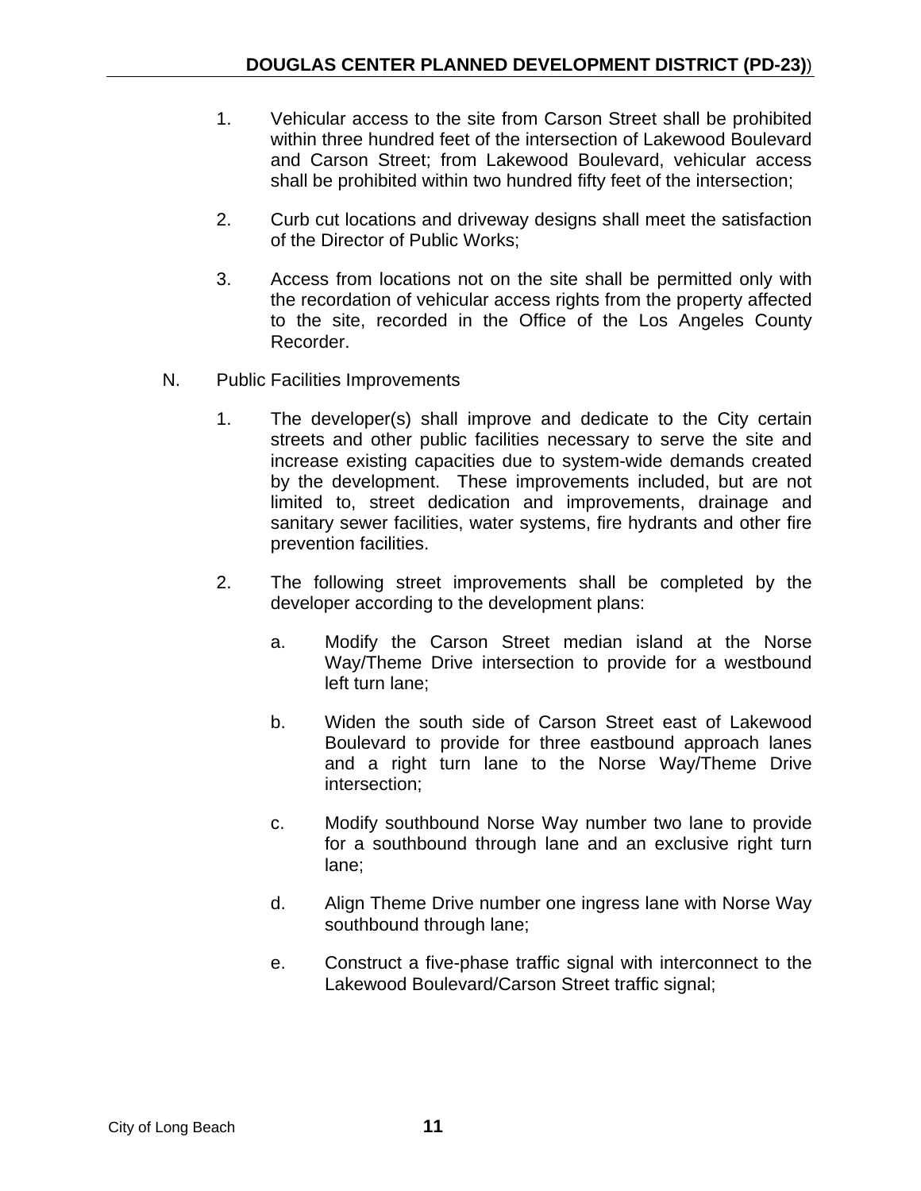1. Vehicular access to the site from Carson Street shall be prohibited within three hundred feet of the intersection of Lakewood Boulevard and Carson Street; from Lakewood Boulevard, vehicular access shall be prohibited within two hundred fifty feet of the intersection;

2. Curb cut locations and driveway designs shall meet the satisfaction of the Director of Public Works;

3. Access from locations not on the site shall be permitted only with the recordation of vehicular access rights from the property affected to the site, recorded in the Office of the Los Angeles County Recorder.

N. Public Facilities Improvements

1. The developer(s) shall improve and dedicate to the City certain streets and other public facilities necessary to serve the site and increase existing capacities due to system-wide demands created by the development. These improvements included, but are not limited to, street dedication and improvements, drainage and sanitary sewer facilities, water systems, fire hydrants and other fire prevention facilities.

2. The following street improvements shall be completed by the developer according to the development plans:

    a. Modify the Carson Street median island at the Norse Way/Theme Drive intersection to provide for a westbound left turn lane;

    b. Widen the south side of Carson Street east of Lakewood Boulevard to provide for three eastbound approach lanes and a right turn lane to the Norse Way/Theme Drive intersection;

    c. Modify southbound Norse Way number two lane to provide for a southbound through lane and an exclusive right turn lane;

    d. Align Theme Drive number one ingress lane with Norse Way southbound through lane;

    e. Construct a five-phase traffic signal with interconnect to the Lakewood Boulevard/Carson Street traffic signal;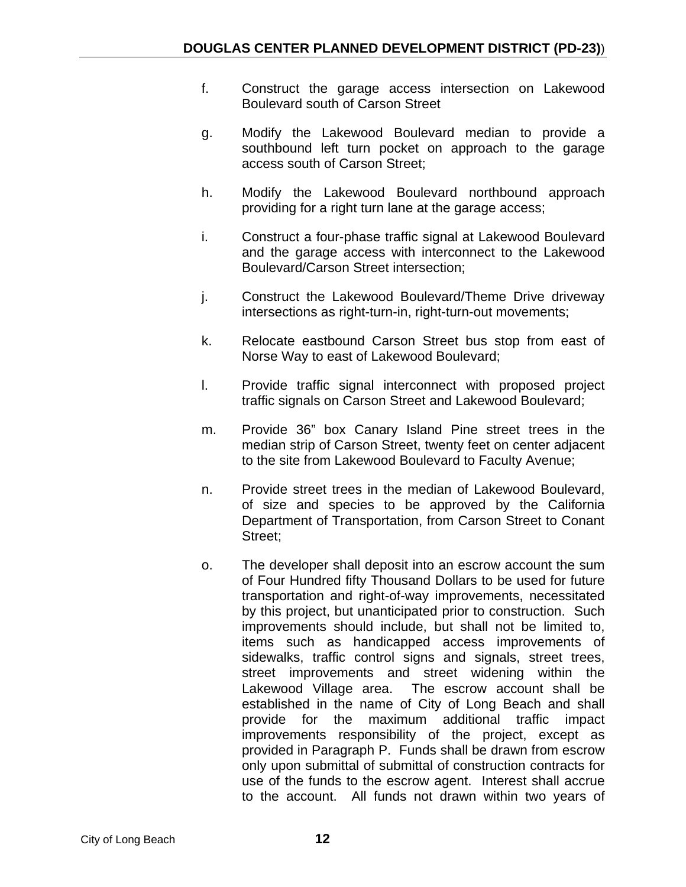f. Construct the garage access intersection on Lakewood Boulevard south of Carson Street

g. Modify the Lakewood Boulevard median to provide a southbound left turn pocket on approach to the garage access south of Carson Street;

h. Modify the Lakewood Boulevard northbound approach providing for a right turn lane at the garage access;

i. Construct a four-phase traffic signal at Lakewood Boulevard and the garage access with interconnect to the Lakewood Boulevard/Carson Street intersection;

j. Construct the Lakewood Boulevard/Theme Drive driveway intersections as right-turn-in, right-turn-out movements;

k. Relocate eastbound Carson Street bus stop from east of Norse Way to east of Lakewood Boulevard;

l. Provide traffic signal interconnect with proposed project traffic signals on Carson Street and Lakewood Boulevard;

m. Provide 36" box Canary Island Pine street trees in the median strip of Carson Street, twenty feet on center adjacent to the site from Lakewood Boulevard to Faculty Avenue;

n. Provide street trees in the median of Lakewood Boulevard, of size and species to be approved by the California Department of Transportation, from Carson Street to Conant Street;

o. The developer shall deposit into an escrow account the sum of Four Hundred fifty Thousand Dollars to be used for future transportation and right-of-way improvements, necessitated by this project, but unanticipated prior to construction. Such improvements should include, but shall not be limited to, items such as handicapped access improvements of sidewalks, traffic control signs and signals, street trees, street improvements and street widening within the Lakewood Village area. The escrow account shall be established in the name of City of Long Beach and shall provide for the maximum additional traffic impact improvements responsibility of the project, except as provided in Paragraph P. Funds shall be drawn from escrow only upon submittal of submittal of construction contracts for use of the funds to the escrow agent. Interest shall accrue to the account. All funds not drawn within two years of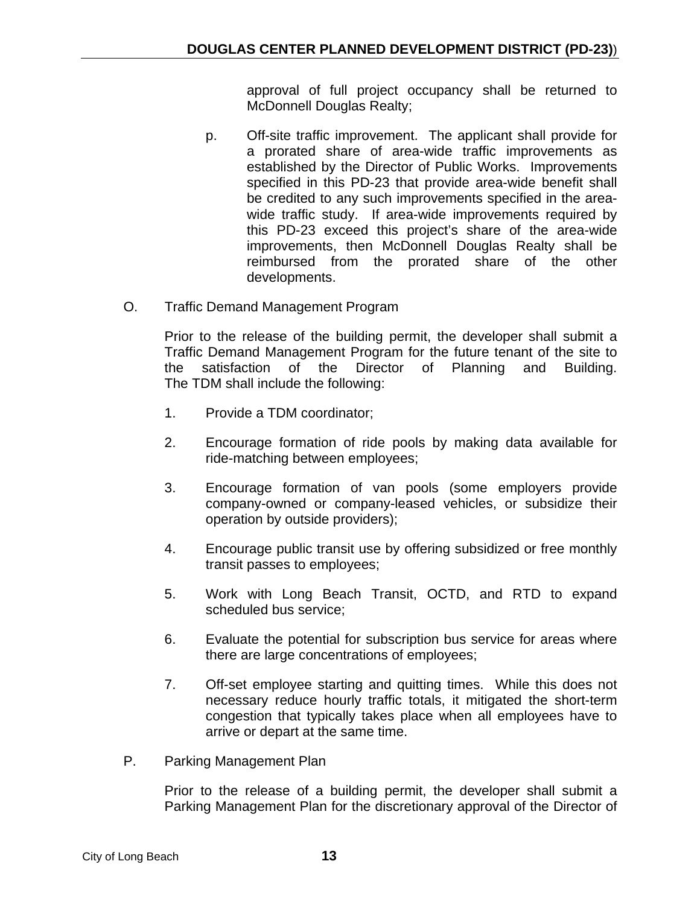approval of full project occupancy shall be returned to McDonnell Douglas Realty;

p. Off-site traffic improvement. The applicant shall provide for a prorated share of area-wide traffic improvements as established by the Director of Public Works. Improvements specified in this PD-23 that provide area-wide benefit shall be credited to any such improvements specified in the area-wide traffic study. If area-wide improvements required by this PD-23 exceed this project's share of the area-wide improvements, then McDonnell Douglas Realty shall be reimbursed from the prorated share of the other developments.

O. Traffic Demand Management Program

Prior to the release of the building permit, the developer shall submit a Traffic Demand Management Program for the future tenant of the site to the satisfaction of the Director of Planning and Building. The TDM shall include the following:

1. Provide a TDM coordinator;

2. Encourage formation of ride pools by making data available for ride-matching between employees;

3. Encourage formation of van pools (some employers provide company-owned or company-leased vehicles, or subsidize their operation by outside providers);

4. Encourage public transit use by offering subsidized or free monthly transit passes to employees;

5. Work with Long Beach Transit, OCTD, and RTD to expand scheduled bus service;

6. Evaluate the potential for subscription bus service for areas where there are large concentrations of employees;

7. Off-set employee starting and quitting times. While this does not necessary reduce hourly traffic totals, it mitigated the short-term congestion that typically takes place when all employees have to arrive or depart at the same time.

P. Parking Management Plan

Prior to the release of a building permit, the developer shall submit a Parking Management Plan for the discretionary approval of the Director of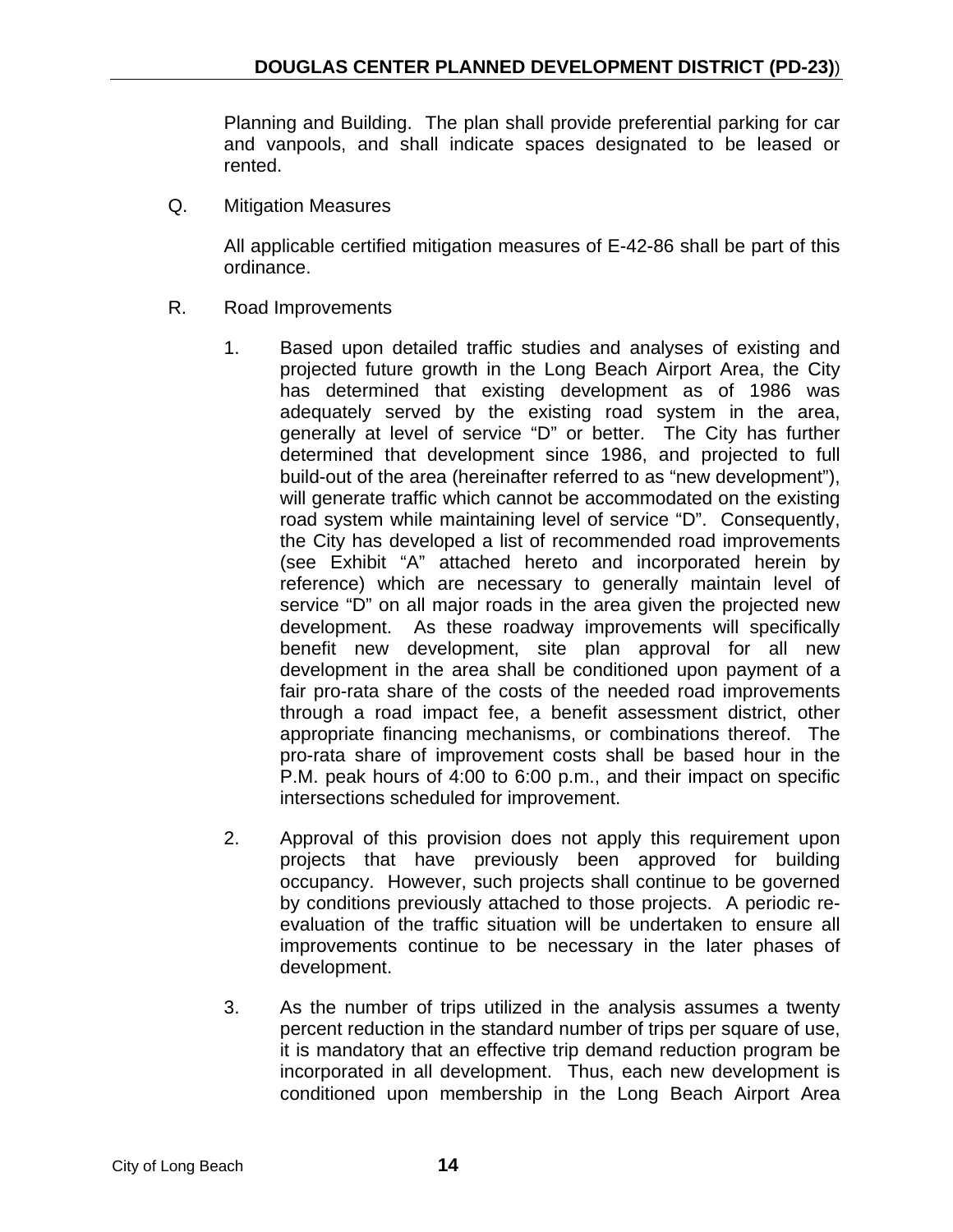Planning and Building. The plan shall provide preferential parking for car and vanpools, and shall indicate spaces designated to be leased or rented.

Q. Mitigation Measures

All applicable certified mitigation measures of E-42-86 shall be part of this ordinance.

R. Road Improvements

1. Based upon detailed traffic studies and analyses of existing and projected future growth in the Long Beach Airport Area, the City has determined that existing development as of 1986 was adequately served by the existing road system in the area, generally at level of service "D" or better. The City has further determined that development since 1986, and projected to full build-out of the area (hereinafter referred to as "new development"), will generate traffic which cannot be accommodated on the existing road system while maintaining level of service "D". Consequently, the City has developed a list of recommended road improvements (see Exhibit "A" attached hereto and incorporated herein by reference) which are necessary to generally maintain level of service "D" on all major roads in the area given the projected new development. As these roadway improvements will specifically benefit new development, site plan approval for all new development in the area shall be conditioned upon payment of a fair pro-rata share of the costs of the needed road improvements through a road impact fee, a benefit assessment district, other appropriate financing mechanisms, or combinations thereof. The pro-rata share of improvement costs shall be based hour in the P.M. peak hours of 4:00 to 6:00 p.m., and their impact on specific intersections scheduled for improvement.

2. Approval of this provision does not apply this requirement upon projects that have previously been approved for building occupancy. However, such projects shall continue to be governed by conditions previously attached to those projects. A periodic re-evaluation of the traffic situation will be undertaken to ensure all improvements continue to be necessary in the later phases of development.

3. As the number of trips utilized in the analysis assumes a twenty percent reduction in the standard number of trips per square of use, it is mandatory that an effective trip demand reduction program be incorporated in all development. Thus, each new development is conditioned upon membership in the Long Beach Airport Area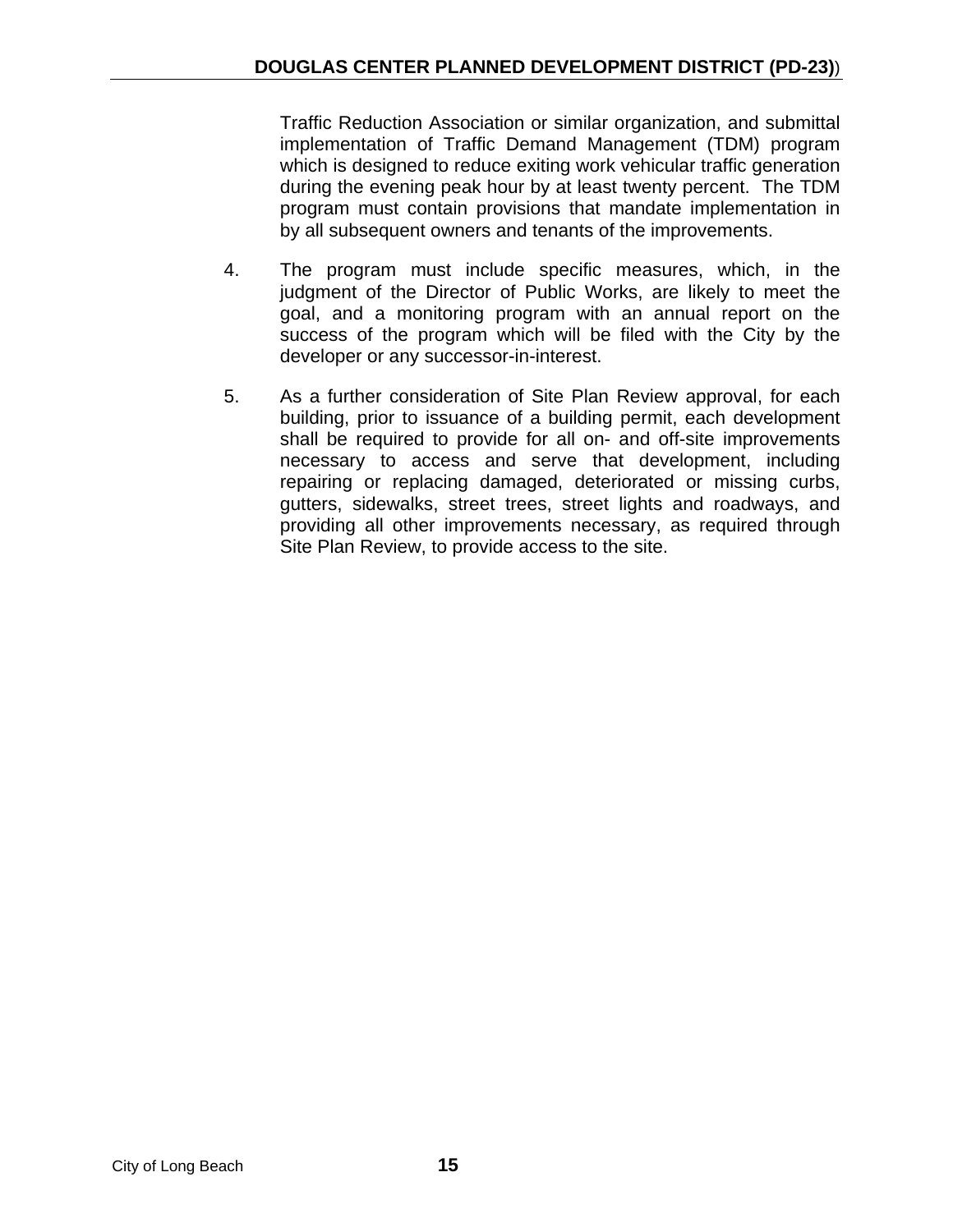Traffic Reduction Association or similar organization, and submittal implementation of Traffic Demand Management (TDM) program which is designed to reduce exiting work vehicular traffic generation during the evening peak hour by at least twenty percent. The TDM program must contain provisions that mandate implementation in by all subsequent owners and tenants of the improvements.

4. The program must include specific measures, which, in the judgment of the Director of Public Works, are likely to meet the goal, and a monitoring program with an annual report on the success of the program which will be filed with the City by the developer or any successor-in-interest.

5. As a further consideration of Site Plan Review approval, for each building, prior to issuance of a building permit, each development shall be required to provide for all on- and off-site improvements necessary to access and serve that development, including repairing or replacing damaged, deteriorated or missing curbs, gutters, sidewalks, street trees, street lights and roadways, and providing all other improvements necessary, as required through Site Plan Review, to provide access to the site.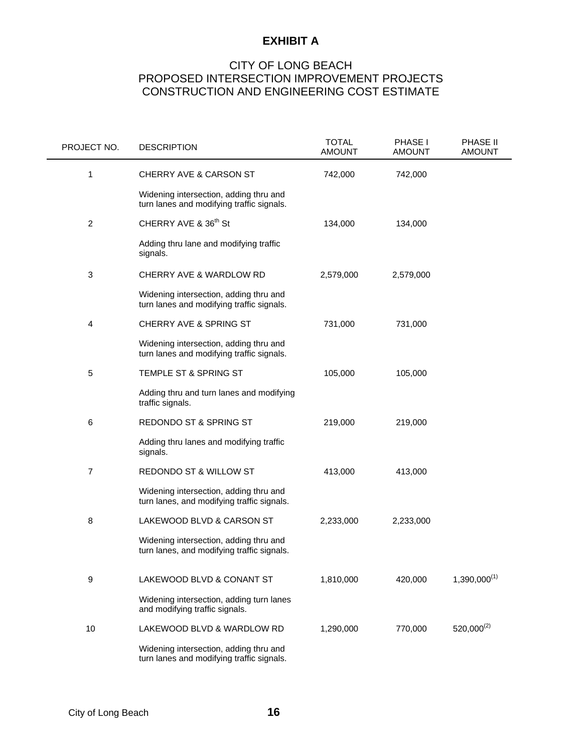# EXHIBIT A

## CITY OF LONG BEACH
## PROPOSED INTERSECTION IMPROVEMENT PROJECTS
## CONSTRUCTION AND ENGINEERING COST ESTIMATE

| PROJECT NO. | DESCRIPTION | TOTAL AMOUNT | PHASE I AMOUNT | PHASE II AMOUNT |
|---|---|---|---|---|
| 1 | CHERRY AVE & CARSON ST<br><br>Widening intersection, adding thru and turn lanes and modifying traffic signals. | 742,000 | 742,000 | |
| 2 | CHERRY AVE & 36th St<br><br>Adding thru lane and modifying traffic signals. | 134,000 | 134,000 | |
| 3 | CHERRY AVE & WARDLOW RD<br><br>Widening intersection, adding thru and turn lanes and modifying traffic signals. | 2,579,000 | 2,579,000 | |
| 4 | CHERRY AVE & SPRING ST<br><br>Widening intersection, adding thru and turn lanes and modifying traffic signals. | 731,000 | 731,000 | |
| 5 | TEMPLE ST & SPRING ST<br><br>Adding thru and turn lanes and modifying traffic signals. | 105,000 | 105,000 | |
| 6 | REDONDO ST & SPRING ST<br><br>Adding thru lanes and modifying traffic signals. | 219,000 | 219,000 | |
| 7 | REDONDO ST & WILLOW ST<br><br>Widening intersection, adding thru and turn lanes, and modifying traffic signals. | 413,000 | 413,000 | |
| 8 | LAKEWOOD BLVD & CARSON ST<br><br>Widening intersection, adding thru and turn lanes, and modifying traffic signals. | 2,233,000 | 2,233,000 | |
| 9 | LAKEWOOD BLVD & CONANT ST<br><br>Widening intersection, adding turn lanes and modifying traffic signals. | 1,810,000 | 420,000 | 1,390,000(1) |
| 10 | LAKEWOOD BLVD & WARDLOW RD<br><br>Widening intersection, adding thru and turn lanes and modifying traffic signals. | 1,290,000 | 770,000 | 520,000(2) |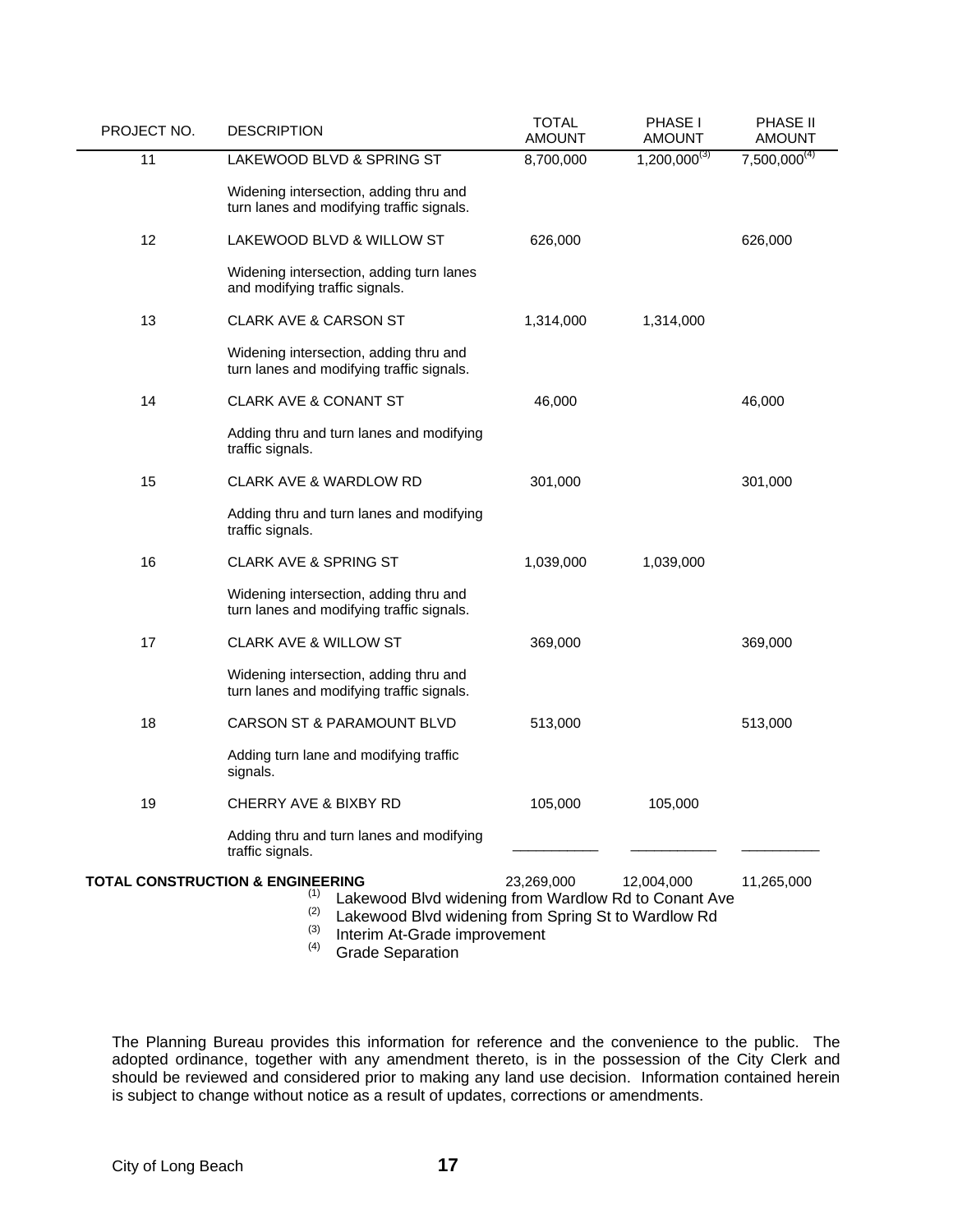| PROJECT NO. | DESCRIPTION | TOTAL AMOUNT | PHASE I AMOUNT | PHASE II AMOUNT |
|---|---|---|---|---|
| 11 | LAKEWOOD BLVD & SPRING ST | 8,700,000 | 1,200,000[3] | 7,500,000[4] |
| | Widening intersection, adding thru and turn lanes and modifying traffic signals. | | | |
| 12 | LAKEWOOD BLVD & WILLOW ST | 626,000 | | 626,000 |
| | Widening intersection, adding turn lanes and modifying traffic signals. | | | |
| 13 | CLARK AVE & CARSON ST | 1,314,000 | 1,314,000 | |
| | Widening intersection, adding thru and turn lanes and modifying traffic signals. | | | |
| 14 | CLARK AVE & CONANT ST | 46,000 | | 46,000 |
| | Adding thru and turn lanes and modifying traffic signals. | | | |
| 15 | CLARK AVE & WARDLOW RD | 301,000 | | 301,000 |
| | Adding thru and turn lanes and modifying traffic signals. | | | |
| 16 | CLARK AVE & SPRING ST | 1,039,000 | 1,039,000 | |
| | Widening intersection, adding thru and turn lanes and modifying traffic signals. | | | |
| 17 | CLARK AVE & WILLOW ST | 369,000 | | 369,000 |
| | Widening intersection, adding thru and turn lanes and modifying traffic signals. | | | |
| 18 | CARSON ST & PARAMOUNT BLVD | 513,000 | | 513,000 |
| | Adding turn lane and modifying traffic signals. | | | |
| 19 | CHERRY AVE & BIXBY RD | 105,000 | 105,000 | |
| | Adding thru and turn lanes and modifying traffic signals. | | | |
| **TOTAL CONSTRUCTION & ENGINEERING** | | 23,269,000 | 12,004,000 | 11,265,000 |

[1] Lakewood Blvd widening from Wardlow Rd to Conant Ave
[2] Lakewood Blvd widening from Spring St to Wardlow Rd
[3] Interim At-Grade improvement
[4] Grade Separation

The Planning Bureau provides this information for reference and the convenience to the public. The adopted ordinance, together with any amendment thereto, is in the possession of the City Clerk and should be reviewed and considered prior to making any land use decision. Information contained herein is subject to change without notice as a result of updates, corrections or amendments.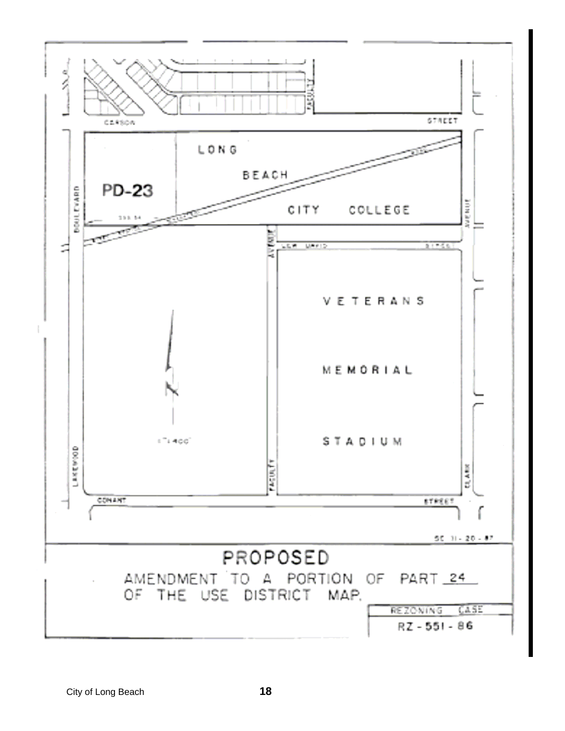CARSON STREET

LONG BEACH CITY COLLEGE

PD-23

LEW DAVIS STREET

VETERANS MEMORIAL STADIUM

LAKEWOOD BOULEVARD

FACULTY AVENUE

CLARK AVENUE

CONANT STREET

SC 11-20-87

PROPOSED

AMENDMENT TO A PORTION OF PART 24 OF THE USE DISTRICT MAP.

REZONING CASE

RZ-551-86